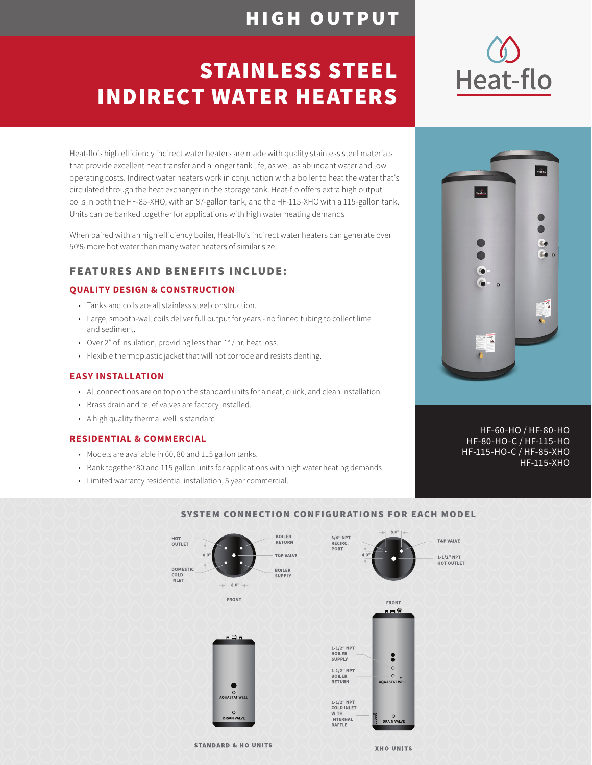# HIGH OUTPUT

# STAINLESS STEEL INDIRECT WATER HEATERS

Heat-flo

Heat-flo's high efficiency indirect water heaters are made with quality stainless steel materials that provide excellent heat transfer and a longer tank life, as well as abundant water and low operating costs. Indirect water heaters work in conjunction with a boiler to heat the water that's circulated through the heat exchanger in the storage tank. Heat-flo offers extra high output coils in both the HF-85-XHO, with an 87-gallon tank, and the HF-115-XHO with a 115-gallon tank. Units can be banked together for applications with high water heating demands

When paired with an high efficiency boiler, Heat-flo's indirect water heaters can generate over 50% more hot water than many water heaters of similar size.

HF-60-HO / HF-80-HO
HF-80-HO-C / HF-115-HO
HF-115-HO-C / HF-85-XHO
HF-115-XHO

## FEATURES AND BENEFITS INCLUDE:

### QUALITY DESIGN & CONSTRUCTION

- Tanks and coils are all stainless steel construction.
- Large, smooth-wall coils deliver full output for years - no finned tubing to collect lime and sediment.
- Over 2" of insulation, providing less than 1° / hr. heat loss.
- Flexible thermoplastic jacket that will not corrode and resists denting.

### EASY INSTALLATION

- All connections are on top on the standard units for a neat, quick, and clean installation.
- Brass drain and relief valves are factory installed.
- A high quality thermal well is standard.

### RESIDENTIAL & COMMERCIAL

- Models are available in 60, 80 and 115 gallon tanks.
- Bank together 80 and 115 gallon units for applications with high water heating demands.
- Limited warranty residential installation, 5 year commercial.

## SYSTEM CONNECTION CONFIGURATIONS FOR EACH MODEL

**STANDARD & HO UNITS**

HOT OUTLET
DOMESTIC COLD INLET
BOILER RETURN
T&P VALVE
BOILER SUPPLY
8.0"
8.0"
FRONT
AQUASTAT WELL
DRAIN VALVE

**XHO UNITS**

3/4" NPT RECIRC. PORT
T&P VALVE
1-1/2" NPT HOT OUTLET
8.0"
4.0"
FRONT
1-1/2" NPT BOILER SUPPLY
1-1/2" NPT BOILER RETURN
AQUASTAT WELL
1-1/2" NPT COLD INLET WITH INTERNAL BAFFLE
DRAIN VALVE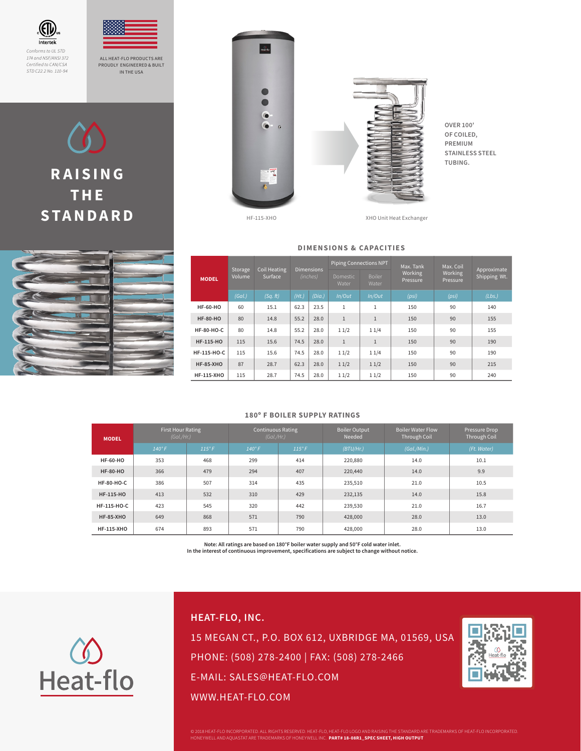Conforms to UL STD 174 and NSF/ANSI 372 Certified to CAN/CSA STD C22.2 No. 110-94

ALL HEAT-FLO PRODUCTS ARE PROUDLY ENGINEERED & BUILT IN THE USA

# RAISING THE STANDARD

HF-115-XHO

XHO Unit Heat Exchanger

OVER 100' OF COILED, PREMIUM STAINLESS STEEL TUBING.

## DIMENSIONS & CAPACITIES

| MODEL | Storage Volume | Coil Heating Surface | Dimensions (inches) | | Piping Connections NPT | | Max. Tank Working Pressure | Max. Coil Working Pressure | Approximate Shipping Wt. |
|---|---|---|---|---|---|---|---|---|---|
| | | | | | Domestic Water | Boiler Water | | | |
| | (Gal.) | (Sq. ft) | (Ht.) | (Dia.) | In/Out | In/Out | (psi) | (psi) | (Lbs.) |
| HF-60-HO | 60 | 15.1 | 62.3 | 23.5 | 1 | 1 | 150 | 90 | 140 |
| HF-80-HO | 80 | 14.8 | 55.2 | 28.0 | 1 | 1 | 150 | 90 | 155 |
| HF-80-HO-C | 80 | 14.8 | 55.2 | 28.0 | 1 1/2 | 1 1/4 | 150 | 90 | 155 |
| HF-115-HO | 115 | 15.6 | 74.5 | 28.0 | 1 | 1 | 150 | 90 | 190 |
| HF-115-HO-C | 115 | 15.6 | 74.5 | 28.0 | 1 1/2 | 1 1/4 | 150 | 90 | 190 |
| HF-85-XHO | 87 | 28.7 | 62.3 | 28.0 | 1 1/2 | 1 1/2 | 150 | 90 | 215 |
| HF-115-XHO | 115 | 28.7 | 74.5 | 28.0 | 1 1/2 | 1 1/2 | 150 | 90 | 240 |

## 180° F BOILER SUPPLY RATINGS

| MODEL | First Hour Rating (Gal./Hr.) | | Continuous Rating (Gal./Hr.) | | Boiler Output Needed | Boiler Water Flow Through Coil | Pressure Drop Through Coil |
|---|---|---|---|---|---|---|---|
| | 140° F | 115° F | 140° F | 115° F | (BTU/Hr.) | (Gal./Min.) | (Ft. Water) |
| HF-60-HO | 353 | 468 | 299 | 414 | 220,880 | 14.0 | 10.1 |
| HF-80-HO | 366 | 479 | 294 | 407 | 220,440 | 14.0 | 9.9 |
| HF-80-HO-C | 386 | 507 | 314 | 435 | 235,510 | 21.0 | 10.5 |
| HF-115-HO | 413 | 532 | 310 | 429 | 232,135 | 14.0 | 15.8 |
| HF-115-HO-C | 423 | 545 | 320 | 442 | 239,530 | 21.0 | 16.7 |
| HF-85-XHO | 649 | 868 | 571 | 790 | 428,000 | 28.0 | 13.0 |
| HF-115-XHO | 674 | 893 | 571 | 790 | 428,000 | 28.0 | 13.0 |

**Note: All ratings are based on 180°F boiler water supply and 50°F cold water inlet.**
**In the interest of continuous improvement, specifications are subject to change without notice.**

Heat-flo

**HEAT-FLO, INC.**

15 MEGAN CT., P.O. BOX 612, UXBRIDGE MA, 01569, USA

PHONE: (508) 278-2400 | FAX: (508) 278-2466

E-MAIL: SALES@HEAT-FLO.COM

WWW.HEAT-FLO.COM

© 2018 HEAT-FLO INCORPORATED. ALL RIGHTS RESERVED. HEAT-FLO, HEAT-FLO LOGO AND RAISING THE STANDARD ARE TRADEMARKS OF HEAT-FLO INCORPORATED. HONEYWELL AND AQUASTAT ARE TRADEMARKS OF HONEYWELL INC. **PART# 18-08R1_SPEC SHEET, HIGH OUTPUT**